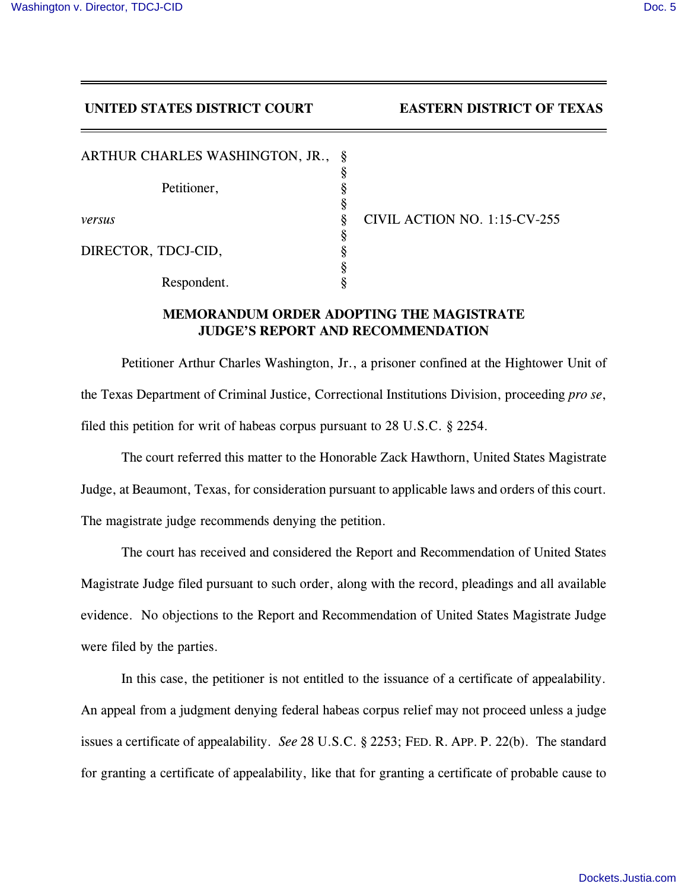**UNITED STATES DISTRICT COURT EASTERN DISTRICT OF TEXAS**

ARTHUR CHARLES WASHINGTON, JR., §
§
Petitioner, §
§
*versus* § CIVIL ACTION NO. 1:15-CV-255
§
DIRECTOR, TDCJ-CID, §
§
Respondent. §

## MEMORANDUM ORDER ADOPTING THE MAGISTRATE JUDGE'S REPORT AND RECOMMENDATION

Petitioner Arthur Charles Washington, Jr., a prisoner confined at the Hightower Unit of the Texas Department of Criminal Justice, Correctional Institutions Division, proceeding *pro se*, filed this petition for writ of habeas corpus pursuant to 28 U.S.C. § 2254.

The court referred this matter to the Honorable Zack Hawthorn, United States Magistrate Judge, at Beaumont, Texas, for consideration pursuant to applicable laws and orders of this court. The magistrate judge recommends denying the petition.

The court has received and considered the Report and Recommendation of United States Magistrate Judge filed pursuant to such order, along with the record, pleadings and all available evidence. No objections to the Report and Recommendation of United States Magistrate Judge were filed by the parties.

In this case, the petitioner is not entitled to the issuance of a certificate of appealability. An appeal from a judgment denying federal habeas corpus relief may not proceed unless a judge issues a certificate of appealability. *See* 28 U.S.C. § 2253; FED. R. APP. P. 22(b). The standard for granting a certificate of appealability, like that for granting a certificate of probable cause to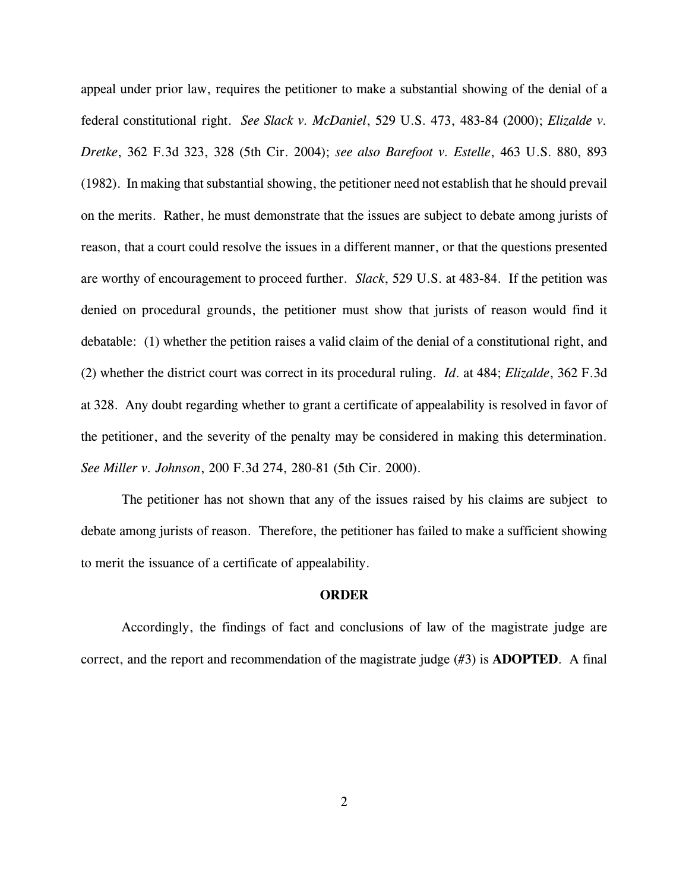appeal under prior law, requires the petitioner to make a substantial showing of the denial of a federal constitutional right. *See Slack v. McDaniel*, 529 U.S. 473, 483-84 (2000); *Elizalde v. Dretke*, 362 F.3d 323, 328 (5th Cir. 2004); *see also Barefoot v. Estelle*, 463 U.S. 880, 893 (1982). In making that substantial showing, the petitioner need not establish that he should prevail on the merits. Rather, he must demonstrate that the issues are subject to debate among jurists of reason, that a court could resolve the issues in a different manner, or that the questions presented are worthy of encouragement to proceed further. *Slack*, 529 U.S. at 483-84. If the petition was denied on procedural grounds, the petitioner must show that jurists of reason would find it debatable: (1) whether the petition raises a valid claim of the denial of a constitutional right, and (2) whether the district court was correct in its procedural ruling. *Id.* at 484; *Elizalde*, 362 F.3d at 328. Any doubt regarding whether to grant a certificate of appealability is resolved in favor of the petitioner, and the severity of the penalty may be considered in making this determination. *See Miller v. Johnson*, 200 F.3d 274, 280-81 (5th Cir. 2000).

The petitioner has not shown that any of the issues raised by his claims are subject to debate among jurists of reason. Therefore, the petitioner has failed to make a sufficient showing to merit the issuance of a certificate of appealability.

**ORDER**

Accordingly, the findings of fact and conclusions of law of the magistrate judge are correct, and the report and recommendation of the magistrate judge (#3) is **ADOPTED**. A final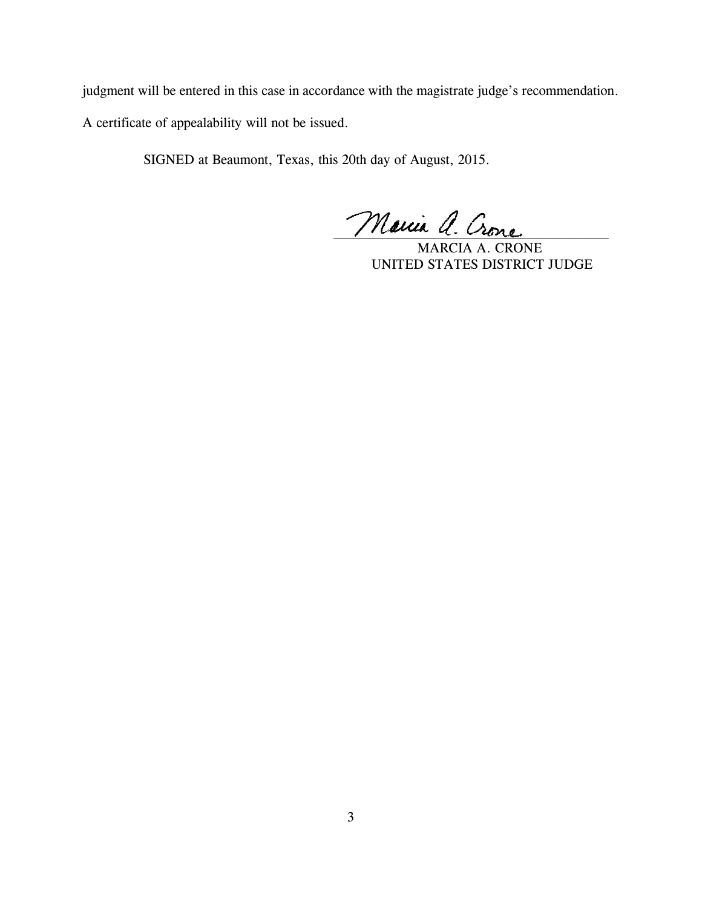judgment will be entered in this case in accordance with the magistrate judge's recommendation. A certificate of appealability will not be issued.

SIGNED at Beaumont, Texas, this 20th day of August, 2015.

MARCIA A. CRONE
UNITED STATES DISTRICT JUDGE